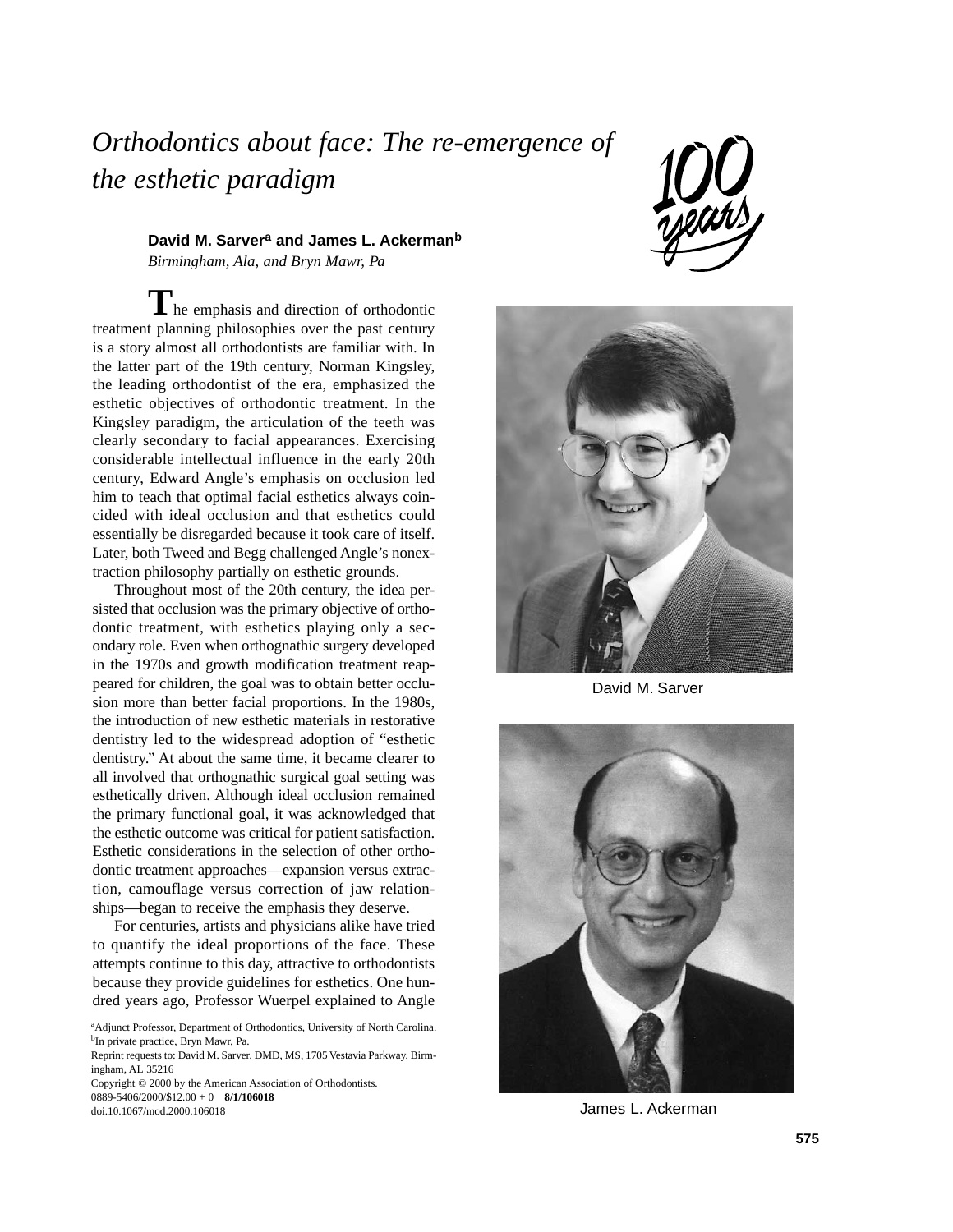# *Orthodontics about face: The re-emergence of the esthetic paradigm*

**David M. Sarver[a] and James L. Ackerman[b]**
*Birmingham, Ala, and Bryn Mawr, Pa*

The emphasis and direction of orthodontic treatment planning philosophies over the past century is a story almost all orthodontists are familiar with. In the latter part of the 19th century, Norman Kingsley, the leading orthodontist of the era, emphasized the esthetic objectives of orthodontic treatment. In the Kingsley paradigm, the articulation of the teeth was clearly secondary to facial appearances. Exercising considerable intellectual influence in the early 20th century, Edward Angle's emphasis on occlusion led him to teach that optimal facial esthetics always coincided with ideal occlusion and that esthetics could essentially be disregarded because it took care of itself. Later, both Tweed and Begg challenged Angle's nonextraction philosophy partially on esthetic grounds.

Throughout most of the 20th century, the idea persisted that occlusion was the primary objective of orthodontic treatment, with esthetics playing only a secondary role. Even when orthognathic surgery developed in the 1970s and growth modification treatment reappeared for children, the goal was to obtain better occlusion more than better facial proportions. In the 1980s, the introduction of new esthetic materials in restorative dentistry led to the widespread adoption of "esthetic dentistry." At about the same time, it became clearer to all involved that orthognathic surgical goal setting was esthetically driven. Although ideal occlusion remained the primary functional goal, it was acknowledged that the esthetic outcome was critical for patient satisfaction. Esthetic considerations in the selection of other orthodontic treatment approaches—expansion versus extraction, camouflage versus correction of jaw relationships—began to receive the emphasis they deserve.

For centuries, artists and physicians alike have tried to quantify the ideal proportions of the face. These attempts continue to this day, attractive to orthodontists because they provide guidelines for esthetics. One hundred years ago, Professor Wuerpel explained to Angle

David M. Sarver

James L. Ackerman

[a]Adjunct Professor, Department of Orthodontics, University of North Carolina.
[b]In private practice, Bryn Mawr, Pa.
Reprint requests to: David M. Sarver, DMD, MS, 1705 Vestavia Parkway, Birmingham, AL 35216
Copyright © 2000 by the American Association of Orthodontists.
0889-5406/2000/$12.00 + 0 **8/1/106018**
doi.10.1067/mod.2000.106018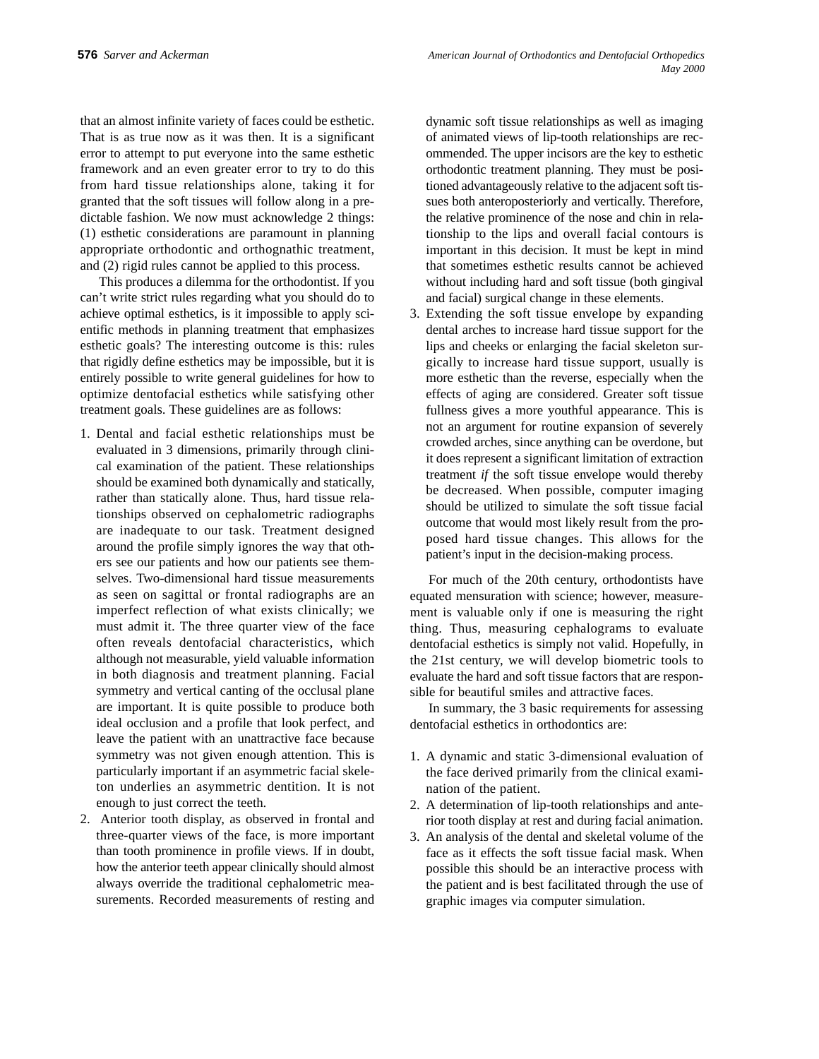that an almost infinite variety of faces could be esthetic. That is as true now as it was then. It is a significant error to attempt to put everyone into the same esthetic framework and an even greater error to try to do this from hard tissue relationships alone, taking it for granted that the soft tissues will follow along in a predictable fashion. We now must acknowledge 2 things: (1) esthetic considerations are paramount in planning appropriate orthodontic and orthognathic treatment, and (2) rigid rules cannot be applied to this process.

This produces a dilemma for the orthodontist. If you can't write strict rules regarding what you should do to achieve optimal esthetics, is it impossible to apply scientific methods in planning treatment that emphasizes esthetic goals? The interesting outcome is this: rules that rigidly define esthetics may be impossible, but it is entirely possible to write general guidelines for how to optimize dentofacial esthetics while satisfying other treatment goals. These guidelines are as follows:

1. Dental and facial esthetic relationships must be evaluated in 3 dimensions, primarily through clinical examination of the patient. These relationships should be examined both dynamically and statically, rather than statically alone. Thus, hard tissue relationships observed on cephalometric radiographs are inadequate to our task. Treatment designed around the profile simply ignores the way that others see our patients and how our patients see themselves. Two-dimensional hard tissue measurements as seen on sagittal or frontal radiographs are an imperfect reflection of what exists clinically; we must admit it. The three quarter view of the face often reveals dentofacial characteristics, which although not measurable, yield valuable information in both diagnosis and treatment planning. Facial symmetry and vertical canting of the occlusal plane are important. It is quite possible to produce both ideal occlusion and a profile that look perfect, and leave the patient with an unattractive face because symmetry was not given enough attention. This is particularly important if an asymmetric facial skeleton underlies an asymmetric dentition. It is not enough to just correct the teeth.
2. Anterior tooth display, as observed in frontal and three-quarter views of the face, is more important than tooth prominence in profile views. If in doubt, how the anterior teeth appear clinically should almost always override the traditional cephalometric measurements. Recorded measurements of resting and dynamic soft tissue relationships as well as imaging of animated views of lip-tooth relationships are recommended. The upper incisors are the key to esthetic orthodontic treatment planning. They must be positioned advantageously relative to the adjacent soft tissues both anteroposteriorly and vertically. Therefore, the relative prominence of the nose and chin in relationship to the lips and overall facial contours is important in this decision. It must be kept in mind that sometimes esthetic results cannot be achieved without including hard and soft tissue (both gingival and facial) surgical change in these elements.
3. Extending the soft tissue envelope by expanding dental arches to increase hard tissue support for the lips and cheeks or enlarging the facial skeleton surgically to increase hard tissue support, usually is more esthetic than the reverse, especially when the effects of aging are considered. Greater soft tissue fullness gives a more youthful appearance. This is not an argument for routine expansion of severely crowded arches, since anything can be overdone, but it does represent a significant limitation of extraction treatment *if* the soft tissue envelope would thereby be decreased. When possible, computer imaging should be utilized to simulate the soft tissue facial outcome that would most likely result from the proposed hard tissue changes. This allows for the patient's input in the decision-making process.

For much of the 20th century, orthodontists have equated mensuration with science; however, measurement is valuable only if one is measuring the right thing. Thus, measuring cephalograms to evaluate dentofacial esthetics is simply not valid. Hopefully, in the 21st century, we will develop biometric tools to evaluate the hard and soft tissue factors that are responsible for beautiful smiles and attractive faces.

In summary, the 3 basic requirements for assessing dentofacial esthetics in orthodontics are:

1. A dynamic and static 3-dimensional evaluation of the face derived primarily from the clinical examination of the patient.
2. A determination of lip-tooth relationships and anterior tooth display at rest and during facial animation.
3. An analysis of the dental and skeletal volume of the face as it effects the soft tissue facial mask. When possible this should be an interactive process with the patient and is best facilitated through the use of graphic images via computer simulation.